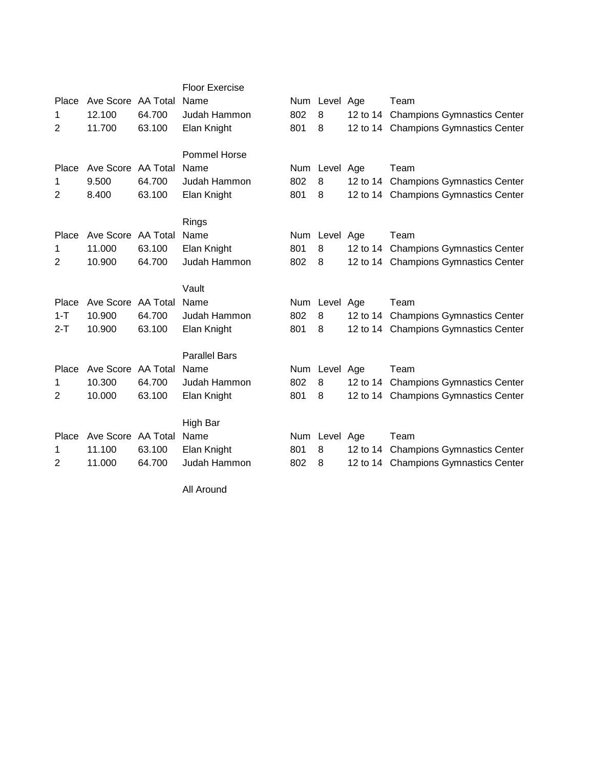### Floor Exercise

| Place | Ave Score | AA Total | Name | Num | Level | Age | Team |
|---|---|---|---|---|---|---|---|
| 1 | 12.100 | 64.700 | Judah Hammon | 802 | 8 | 12 to 14 | Champions Gymnastics Center |
| 2 | 11.700 | 63.100 | Elan Knight | 801 | 8 | 12 to 14 | Champions Gymnastics Center |

### Pommel Horse

| Place | Ave Score | AA Total | Name | Num | Level | Age | Team |
|---|---|---|---|---|---|---|---|
| 1 | 9.500 | 64.700 | Judah Hammon | 802 | 8 | 12 to 14 | Champions Gymnastics Center |
| 2 | 8.400 | 63.100 | Elan Knight | 801 | 8 | 12 to 14 | Champions Gymnastics Center |

### Rings

| Place | Ave Score | AA Total | Name | Num | Level | Age | Team |
|---|---|---|---|---|---|---|---|
| 1 | 11.000 | 63.100 | Elan Knight | 801 | 8 | 12 to 14 | Champions Gymnastics Center |
| 2 | 10.900 | 64.700 | Judah Hammon | 802 | 8 | 12 to 14 | Champions Gymnastics Center |

### Vault

| Place | Ave Score | AA Total | Name | Num | Level | Age | Team |
|---|---|---|---|---|---|---|---|
| 1-T | 10.900 | 64.700 | Judah Hammon | 802 | 8 | 12 to 14 | Champions Gymnastics Center |
| 2-T | 10.900 | 63.100 | Elan Knight | 801 | 8 | 12 to 14 | Champions Gymnastics Center |

### Parallel Bars

| Place | Ave Score | AA Total | Name | Num | Level | Age | Team |
|---|---|---|---|---|---|---|---|
| 1 | 10.300 | 64.700 | Judah Hammon | 802 | 8 | 12 to 14 | Champions Gymnastics Center |
| 2 | 10.000 | 63.100 | Elan Knight | 801 | 8 | 12 to 14 | Champions Gymnastics Center |

### High Bar

| Place | Ave Score | AA Total | Name | Num | Level | Age | Team |
|---|---|---|---|---|---|---|---|
| 1 | 11.100 | 63.100 | Elan Knight | 801 | 8 | 12 to 14 | Champions Gymnastics Center |
| 2 | 11.000 | 64.700 | Judah Hammon | 802 | 8 | 12 to 14 | Champions Gymnastics Center |

### All Around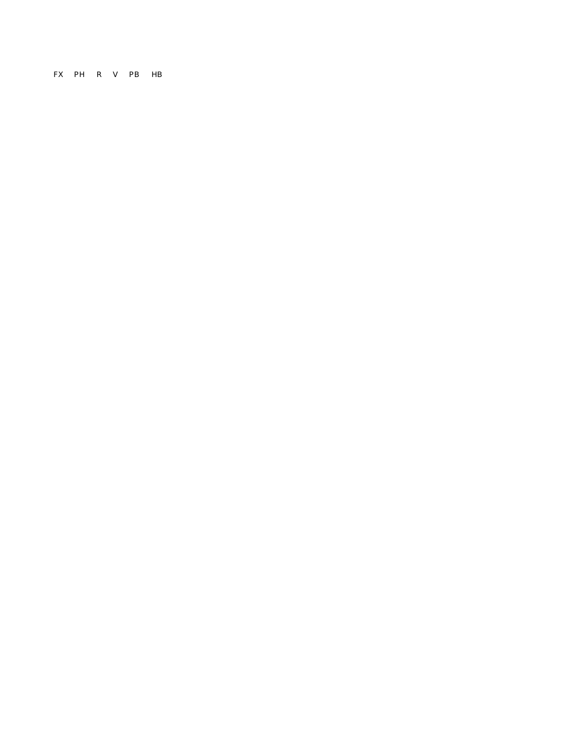FX PH R V PB HB